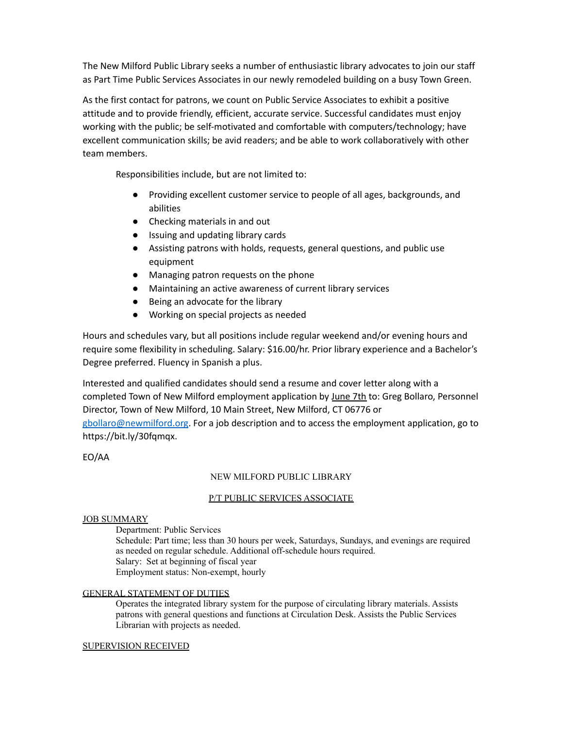The New Milford Public Library seeks a number of enthusiastic library advocates to join our staff as Part Time Public Services Associates in our newly remodeled building on a busy Town Green.

As the first contact for patrons, we count on Public Service Associates to exhibit a positive attitude and to provide friendly, efficient, accurate service. Successful candidates must enjoy working with the public; be self-motivated and comfortable with computers/technology; have excellent communication skills; be avid readers; and be able to work collaboratively with other team members.

Responsibilities include, but are not limited to:

- Providing excellent customer service to people of all ages, backgrounds, and abilities
- Checking materials in and out
- Issuing and updating library cards
- Assisting patrons with holds, requests, general questions, and public use equipment
- Managing patron requests on the phone
- Maintaining an active awareness of current library services
- Being an advocate for the library
- Working on special projects as needed

Hours and schedules vary, but all positions include regular weekend and/or evening hours and require some flexibility in scheduling. Salary: $16.00/hr. Prior library experience and a Bachelor's Degree preferred. Fluency in Spanish a plus.

Interested and qualified candidates should send a resume and cover letter along with a completed Town of New Milford employment application by June 7th to: Greg Bollaro, Personnel Director, Town of New Milford, 10 Main Street, New Milford, CT 06776 or gbollaro@newmilford.org. For a job description and to access the employment application, go to https://bit.ly/30fqmqx.

EO/AA

## NEW MILFORD PUBLIC LIBRARY

## P/T PUBLIC SERVICES ASSOCIATE

### JOB SUMMARY

Department: Public Services
Schedule: Part time; less than 30 hours per week, Saturdays, Sundays, and evenings are required as needed on regular schedule. Additional off-schedule hours required.
Salary: Set at beginning of fiscal year
Employment status: Non-exempt, hourly

### GENERAL STATEMENT OF DUTIES

Operates the integrated library system for the purpose of circulating library materials. Assists patrons with general questions and functions at Circulation Desk. Assists the Public Services Librarian with projects as needed.

### SUPERVISION RECEIVED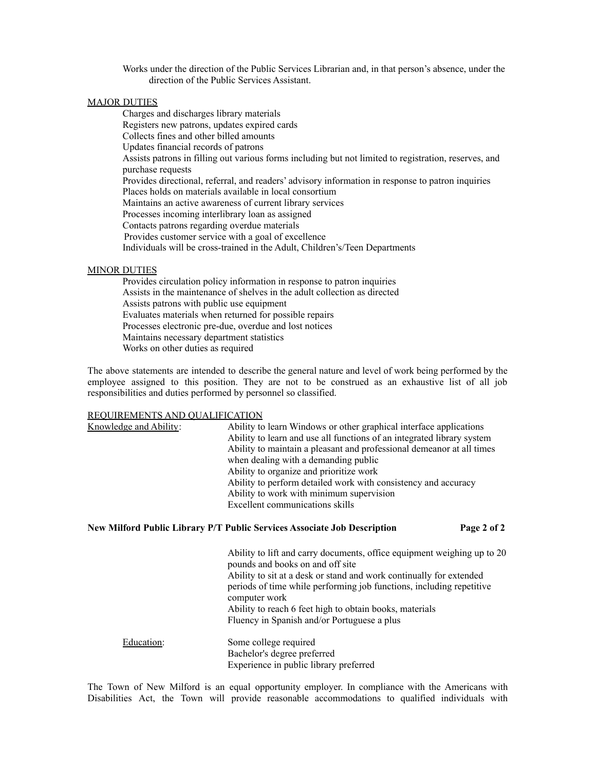Works under the direction of the Public Services Librarian and, in that person's absence, under the direction of the Public Services Assistant.

## MAJOR DUTIES

- Charges and discharges library materials
- Registers new patrons, updates expired cards
- Collects fines and other billed amounts
- Updates financial records of patrons
- Assists patrons in filling out various forms including but not limited to registration, reserves, and purchase requests
- Provides directional, referral, and readers' advisory information in response to patron inquiries
- Places holds on materials available in local consortium
- Maintains an active awareness of current library services
- Processes incoming interlibrary loan as assigned
- Contacts patrons regarding overdue materials
- Provides customer service with a goal of excellence
- Individuals will be cross-trained in the Adult, Children's/Teen Departments

## MINOR DUTIES

- Provides circulation policy information in response to patron inquiries
- Assists in the maintenance of shelves in the adult collection as directed
- Assists patrons with public use equipment
- Evaluates materials when returned for possible repairs
- Processes electronic pre-due, overdue and lost notices
- Maintains necessary department statistics
- Works on other duties as required

The above statements are intended to describe the general nature and level of work being performed by the employee assigned to this position. They are not to be construed as an exhaustive list of all job responsibilities and duties performed by personnel so classified.

## REQUIREMENTS AND QUALIFICATION

**Knowledge and Ability:**

- Ability to learn Windows or other graphical interface applications
- Ability to learn and use all functions of an integrated library system
- Ability to maintain a pleasant and professional demeanor at all times when dealing with a demanding public
- Ability to organize and prioritize work
- Ability to perform detailed work with consistency and accuracy
- Ability to work with minimum supervision
- Excellent communications skills
- Ability to lift and carry documents, office equipment weighing up to 20 pounds and books on and off site
- Ability to sit at a desk or stand and work continually for extended periods of time while performing job functions, including repetitive computer work
- Ability to reach 6 feet high to obtain books, materials
- Fluency in Spanish and/or Portuguese a plus

**Education:**

- Some college required
- Bachelor's degree preferred
- Experience in public library preferred

The Town of New Milford is an equal opportunity employer. In compliance with the Americans with Disabilities Act, the Town will provide reasonable accommodations to qualified individuals with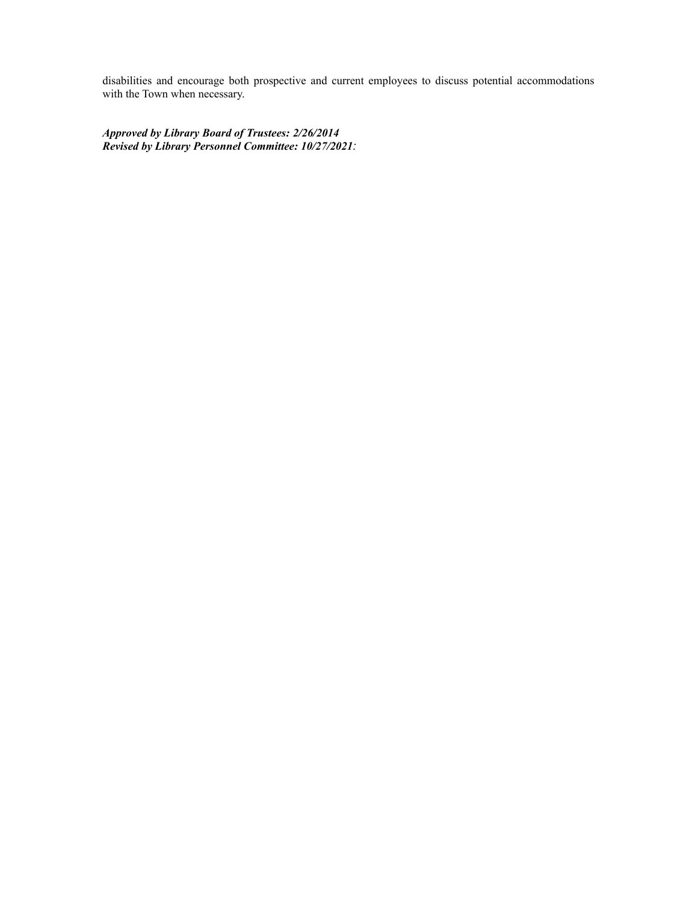disabilities and encourage both prospective and current employees to discuss potential accommodations with the Town when necessary.

***Approved by Library Board of Trustees: 2/26/2014***
***Revised by Library Personnel Committee: 10/27/2021****:*